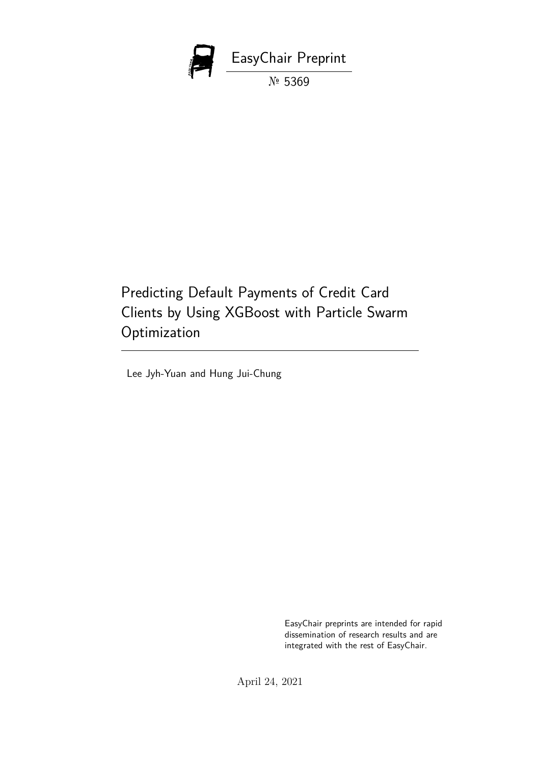EasyChair Preprint

№ 5369

# Predicting Default Payments of Credit Card Clients by Using XGBoost with Particle Swarm Optimization

Lee Jyh-Yuan and Hung Jui-Chung

EasyChair preprints are intended for rapid dissemination of research results and are integrated with the rest of EasyChair.

April 24, 2021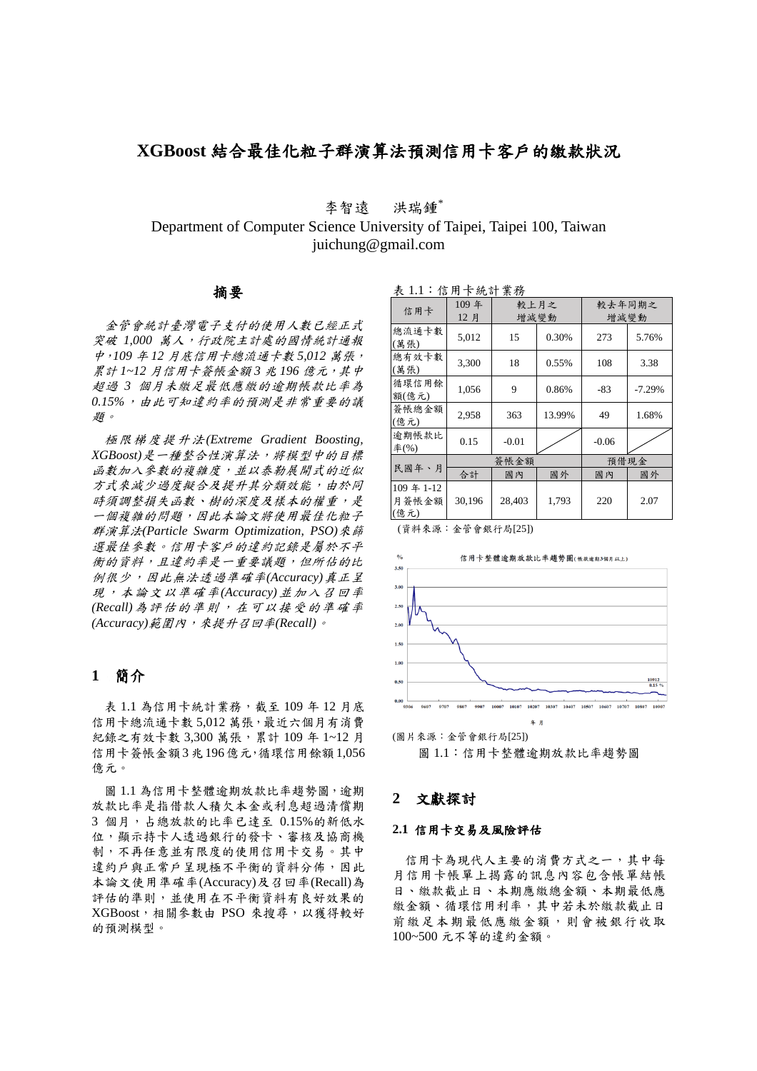# XGBoost 結合最佳化粒子群演算法預測信用卡客戶的繳款狀況

李智遠　洪瑞鍾*

Department of Computer Science University of Taipei, Taipei 100, Taiwan
juichung@gmail.com

## 摘要

*金管會統計臺灣電子支付的使用人數已經正式突破 1,000 萬人，行政院主計處的國情統計通報中，109 年 12 月底信用卡總流通卡數 5,012 萬張，累計 1~12 月信用卡簽帳金額 3 兆 196 億元，其中超過 3 個月未繳足最低應繳的逾期帳款比率為 0.15%，由此可知違約率的預測是非常重要的議題。*

*極限梯度提升法(Extreme Gradient Boosting, XGBoost)是一種整合性演算法，將模型中的目標函數加入參數的複雜度，並以泰勒展開式的近似方式來減少過度擬合及提升其分類效能，由於同時須調整損失函數、樹的深度及樣本的權重，是一個複雜的問題，因此本論文將使用最佳化粒子群演算法(Particle Swarm Optimization, PSO)來篩選最佳參數。信用卡客戶的違約記錄是屬於不平衡的資料，且違約率是一重要議題，但所佔的比例很少，因此無法透過準確率(Accuracy)真正呈現，本論文以準確率(Accuracy)並加入召回率(Recall)為評估的準則，在可以接受的準確率(Accuracy)範圍內，來提升召回率(Recall)。*

## 1 簡介

表 1.1 為信用卡統計業務，截至 109 年 12 月底信用卡總流通卡數 5,012 萬張，最近六個月有消費紀錄之有效卡數 3,300 萬張，累計 109 年 1~12 月信用卡簽帳金額 3 兆 196 億元，循環信用餘額 1,056 億元。

圖 1.1 為信用卡整體逾期放款比率趨勢圖，逾期放款比率是指借款人積欠本金或利息超過清償期 3 個月，占總放款的比率已達至 0.15%的新低水位，顯示持卡人透過銀行的發卡、審核及協商機制，不再任意並有限度的使用信用卡交易。其中違約戶與正常戶呈現極不平衡的資料分佈，因此本論文使用準確率(Accuracy)及召回率(Recall)為評估的準則，並使用在不平衡資料有良好效果的 XGBoost，相關參數由 PSO 來搜尋，以獲得較好的預測模型。

表 1.1：信用卡統計業務

| 信用卡 | 109 年 12 月 | 較上月之增減變動 | | 較去年同期之增減變動 | |
|---|---|---|---|---|---|
| 總流通卡數(萬張) | 5,012 | 15 | 0.30% | 273 | 5.76% |
| 總有效卡數(萬張) | 3,300 | 18 | 0.55% | 108 | 3.38 |
| 循環信用餘額(億元) | 1,056 | 9 | 0.86% | -83 | -7.29% |
| 簽帳總金額(億元) | 2,958 | 363 | 13.99% | 49 | 1.68% |
| 逾期帳款比率(%) | 0.15 | -0.01 | | -0.06 | |
| 民國年、月 | 簽帳金額 | | | 預借現金 | |
| | 合計 | 國內 | 國外 | 國內 | 國外 |
| 109 年 1-12 月簽帳金額(億元) | 30,196 | 28,403 | 1,793 | 220 | 2.07 |

(資料來源：金管會銀行局[25])

(圖片來源：金管會銀行局[25])

圖 1.1：信用卡整體逾期放款比率趨勢圖

## 2 文獻探討

### 2.1 信用卡交易及風險評估

信用卡為現代人主要的消費方式之一，其中每月信用卡帳單上揭露的訊息內容包含帳單結帳日、繳款截止日、本期應繳總金額、本期最低應繳金額、循環信用利率，其中若未於繳款截止日前繳足本期最低應繳金額，則會被銀行收取 100~500 元不等的違約金額。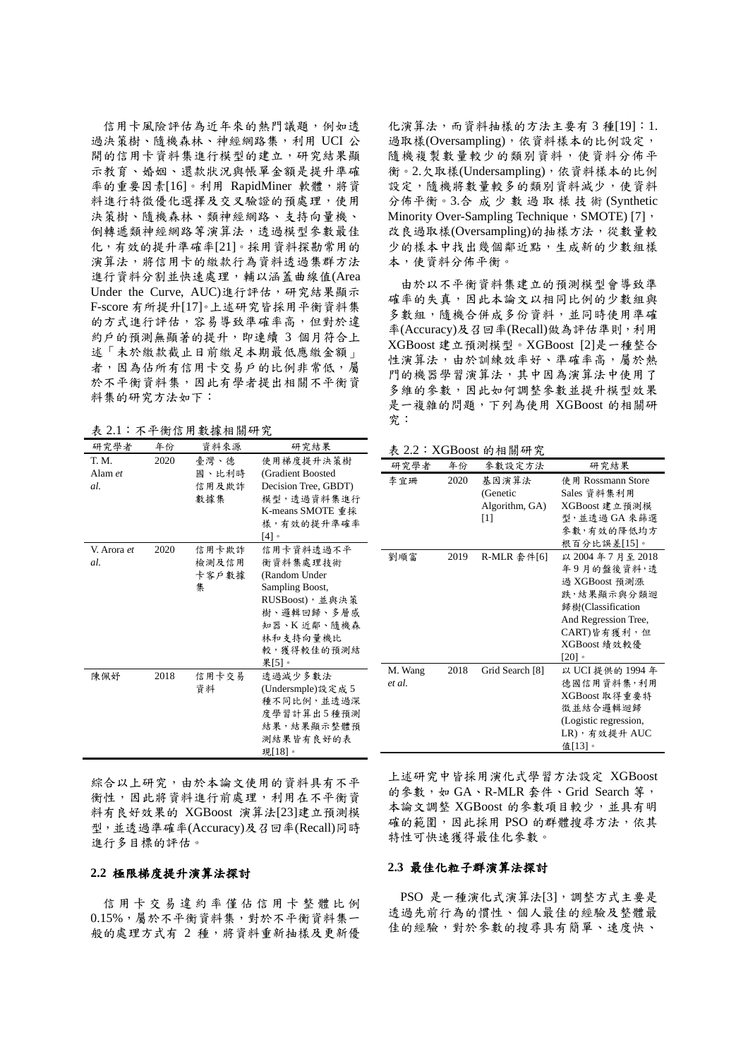信用卡風險評估為近年來的熱門議題，例如透過決策樹、隨機森林、神經網路集，利用 UCI 公開的信用卡資料集進行模型的建立，研究結果顯示教育、婚姻、還款狀況與帳單金額是提升準確率的重要因素[16]。利用 RapidMiner 軟體，將資料進行特徵優化選擇及交叉驗證的預處理，使用決策樹、隨機森林、類神經網路、支持向量機、倒轉遞類神經網路等演算法，透過模型參數最佳化，有效的提升準確率[21]。採用資料探勘常用的演算法，將信用卡的繳款行為資料透過集群方法進行資料分割並快速處理，輔以涵蓋曲線值(Area Under the Curve, AUC)進行評估，研究結果顯示 F-score 有所提升[17]。上述研究皆採用平衡資料集的方式進行評估，容易導致準確率高，但對於違約戶的預測無顯著的提升，即連續 3 個月符合上述「未於繳款截止日前繳足本期最低應繳金額」者，因為佔所有信用卡交易戶的比例非常低，屬於不平衡資料集，因此有學者提出相關不平衡資料集的研究方法如下：

表 2.1：不平衡信用數據相關研究

| 研究學者 | 年份 | 資料來源 | 研究結果 |
| --- | --- | --- | --- |
| T. M. Alam *et al.* | 2020 | 臺灣、德國、比利時信用及欺詐數據集 | 使用梯度提升決策樹(Gradient Boosted Decision Tree, GBDT)模型，透過資料集進行 K-means SMOTE 重採樣，有效的提升準確率[4]。 |
| V. Arora *et al.* | 2020 | 信用卡欺詐檢測及信用卡客戶數據集 | 信用卡資料透過不平衡資料集處理技術(Random Under Sampling Boost, RUSBoost)，並與決策樹、邏輯回歸、多層感知器、K 近鄰、隨機森林和支持向量機比較，獲得較佳的預測結果[5]。 |
| 陳佩妤 | 2018 | 信用卡交易資料 | 透過減少多數法(Undersmple)設定成 5 種不同比例，並透過深度學習計算出 5 種預測結果，結果顯示整體預測結果皆有良好的表現[18]。 |

綜合以上研究，由於本論文使用的資料具有不平衡性，因此將資料進行前處理，利用在不平衡資料有良好效果的 XGBoost 演算法[23]建立預測模型，並透過準確率(Accuracy)及召回率(Recall)同時進行多目標的評估。

### 2.2 極限梯度提升演算法探討

信用卡交易違約率僅佔信用卡整體比例 0.15%，屬於不平衡資料集，對於不平衡資料集一般的處理方式有 2 種，將資料重新抽樣及更新優化演算法，而資料抽樣的方法主要有 3 種[19]：1. 過取樣(Oversampling)，依資料樣本的比例設定，隨機複製數量較少的類別資料，使資料分佈平衡。2. 欠取樣(Undersampling)，依資料樣本的比例設定，隨機將數量較多的類別資料減少，使資料分佈平衡。3. 合成少數過取樣技術 (Synthetic Minority Over-Sampling Technique，SMOTE) [7]，改良過取樣(Oversampling)的抽樣方法，從數量較少的樣本中找出幾個鄰近點，生成新的少數組樣本，使資料分佈平衡。

由於以不平衡資料集建立的預測模型會導致準確率的失真，因此本論文以相同比例的少數組與多數組，隨機合併成多份資料，並同時使用準確率(Accuracy)及召回率(Recall)做為評估準則，利用 XGBoost 建立預測模型。XGBoost [2]是一種整合性演算法，由於訓練效率好、準確率高，屬於熱門的機器學習演算法，其中因為演算法中使用了多維的參數，因此如何調整參數並提升模型效果是一複雜的問題，下列為使用 XGBoost 的相關研究：

表 2.2：XGBoost 的相關研究

| 研究學者 | 年份 | 參數設定方法 | 研究結果 |
| --- | --- | --- | --- |
| 李宜珊 | 2020 | 基因演算法(Genetic Algorithm, GA) [1] | 使用 Rossmann Store Sales 資料集利用 XGBoost 建立預測模型，並透過 GA 來篩選參數，有效的降低均方根百分比誤差[15]。 |
| 劉順富 | 2019 | R-MLR 套件[6] | 以 2004 年 7 月至 2018 年 9 月的盤後資料，透過 XGBoost 預測漲跌，結果顯示與分類迴歸樹(Classification And Regression Tree, CART)皆有獲利，但 XGBoost 績效較優[20]。 |
| M. Wang *et al.* | 2018 | Grid Search [8] | 以 UCI 提供的 1994 年德國信用資料集，利用 XGBoost 取得重要特徵並結合邏輯迴歸(Logistic regression, LR)，有效提升 AUC 值[13]。 |

上述研究中皆採用演化式學習方法設定 XGBoost 的參數，如 GA、R-MLR 套件、Grid Search 等，本論文調整 XGBoost 的參數項目較少，並具有明確的範圍，因此採用 PSO 的群體搜尋方法，依其特性可快速獲得最佳化參數。

### 2.3 最佳化粒子群演算法探討

PSO 是一種演化式演算法[3]，調整方式主要是透過先前行為的慣性、個人最佳的經驗及整體最佳的經驗，對於參數的搜尋具有簡單、速度快、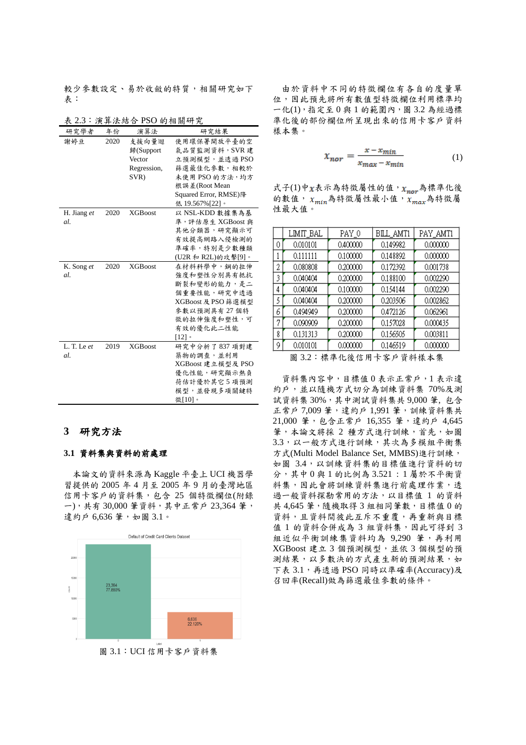較少參數設定、易於收斂的特質，相關研究如下表：

表 2.3：演算法結合 PSO 的相關研究

| 研究學者 | 年份 | 演算法 | 研究結果 |
|---|---|---|---|
| 謝婷亘 | 2020 | 支援向量迴歸(Support Vector Regression, SVR) | 使用環保署開放平臺的空氣品質監測資料，SVR 建立預測模型，並透過 PSO 篩選最佳化參數，相較於未使用 PSO 的方法，均方根誤差(Root Mean Squared Error, RMSE)降低 19.567%[22]。 |
| H. Jiang *et al.* | 2020 | XGBoost | 以 NSL-KDD 數據集為基準，評估原生 XGBoost 與其他分類器，研究顯示可有效提高網路入侵檢測的準確率，特別是少數種類(U2R 和 R2L)的攻擊[9]。 |
| K. Song *et al.* | 2020 | XGBoost | 在材料科學中，鋼的拉伸強度和塑性分別具有抵抗斷裂和變形的能力，是二個重要性能，研究中透過 XGBoost 及 PSO 篩選模型參數以預測具有 27 個特徵的拉伸強度和塑性，可有效的優化此二性能[12]。 |
| L. T. Le *et al.* | 2019 | XGBoost | 研究中分析了 837 項對建築物的調查，並利用 XGBoost 建立模型及 PSO 優化性能，研究顯示熱負荷估計優於其它 5 項預測模型，並發現多項關鍵特徵[10]。 |

## 3 研究方法

### 3.1 資料集與資料的前處理

本論文的資料來源為 Kaggle 平臺上 UCI 機器學習提供的 2005 年 4 月至 2005 年 9 月的臺灣地區信用卡客戶的資料集，包含 25 個特徵欄位(附錄一)，共有 30,000 筆資料，其中正常戶 23,364 筆，違約戶 6,636 筆，如圖 3.1。

圖 3.1：UCI 信用卡客戶資料集

由於資料中不同的特徵欄位有各自的度量單位，因此預先將所有數值型特徵欄位利用標準均一化(1)，指定至 0 與 1 的範圍內，圖 3.2 為經過標準化後的部份欄位所呈現出來的信用卡客戶資料樣本集。

$$x_{nor} = \frac{x - x_{min}}{x_{max} - x_{min}} \tag{1}$$

式子(1)中$x$表示為特徵屬性的值，$x_{nor}$為標準化後的數值，$x_{min}$為特徵屬性最小值，$x_{max}$為特徵屬性最大值。

| | LIMIT_BAL | PAY_0 | BILL_AMT1 | PAY_AMT1 |
|---|---|---|---|---|
| 0 | 0.010101 | 0.400000 | 0.149982 | 0.000000 |
| 1 | 0.111111 | 0.100000 | 0.148892 | 0.000000 |
| 2 | 0.080808 | 0.200000 | 0.172392 | 0.001738 |
| 3 | 0.040404 | 0.200000 | 0.188100 | 0.002290 |
| 4 | 0.040404 | 0.100000 | 0.154144 | 0.002290 |
| 5 | 0.040404 | 0.200000 | 0.203506 | 0.002862 |
| 6 | 0.494949 | 0.200000 | 0.472126 | 0.062961 |
| 7 | 0.090909 | 0.200000 | 0.157028 | 0.000435 |
| 8 | 0.131313 | 0.200000 | 0.156505 | 0.003811 |
| 9 | 0.010101 | 0.000000 | 0.146519 | 0.000000 |

圖 3.2：標準化後信用卡客戶資料樣本集

資料集內容中，目標值 0 表示正常戶，1 表示違約戶，並以隨機方式切分為訓練資料集 70%及測試資料集 30%，其中測試資料集共 9,000 筆，包含正常戶 7,009 筆，違約戶 1,991 筆，訓練資料集共 21,000 筆，包含正常戶 16,355 筆，違約戶 4,645 筆，本論文將採 2 種方式進行訓練，首先，如圖 3.3，以一般方式進行訓練，其次為多模組平衡集方式(Multi Model Balance Set, MMBS)進行訓練，如圖 3.4，以訓練資料集的目標值進行資料的切分，其中 0 與 1 的比例為 3.521：1 屬於不平衡資料集，因此會將訓練資料集進行前處理作業，透過一般資料探勘常用的方法，以目標值 1 的資料共 4,645 筆，隨機取得 3 組相同筆數，目標值 0 的資料，且資料間彼此互斥不重覆，再重新與目標值 1 的資料合併成為 3 組資料集，因此可得到 3 組近似平衡訓練集資料均為 9,290 筆，再利用 XGBoost 建立 3 個預測模型，並依 3 個模型的預測結果，以多數決的方式產生新的預測結果，如下表 3.1，再透過 PSO 同時以準確率(Accuracy)及召回率(Recall)做為篩選最佳參數的條件。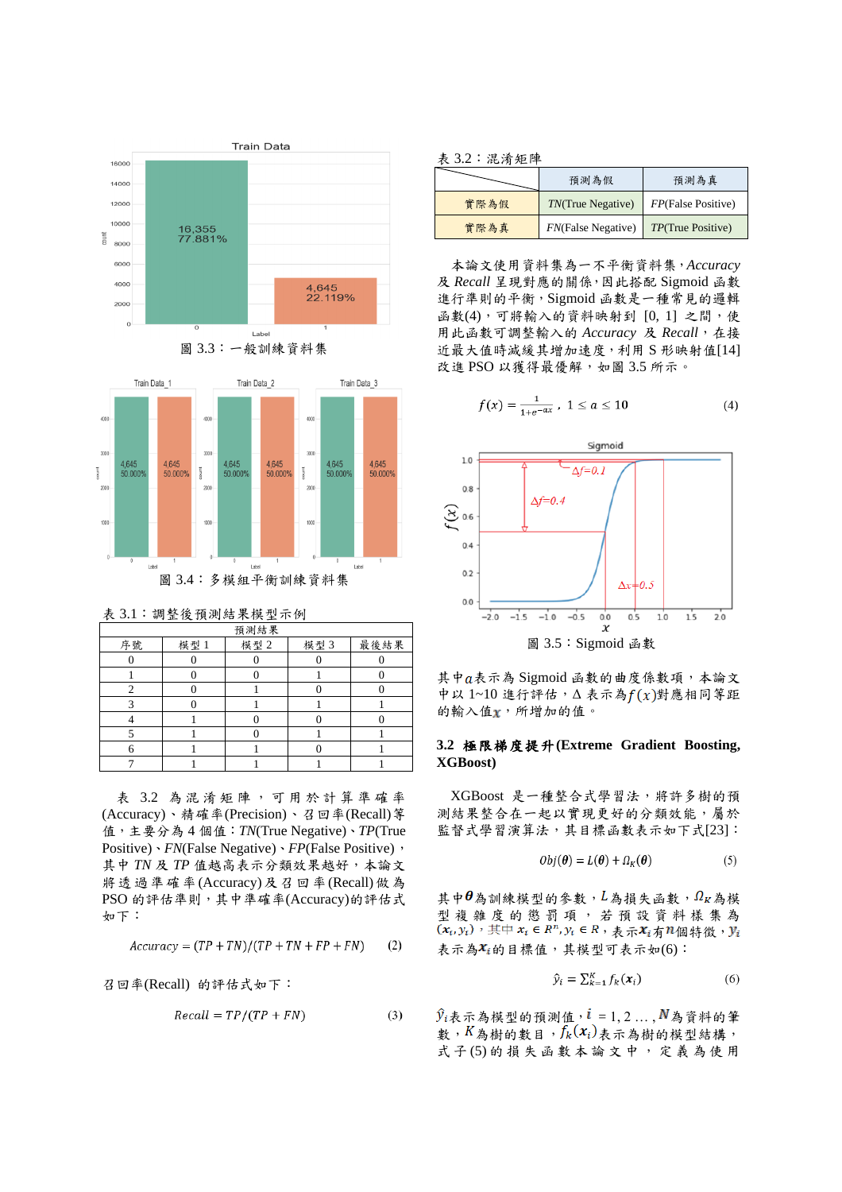圖 3.3：一般訓練資料集

圖 3.4：多模組平衡訓練資料集

表 3.1：調整後預測結果模型示例

| 預測結果 | | | | |
|---|---|---|---|---|
| 序號 | 模型 1 | 模型 2 | 模型 3 | 最後結果 |
| 0 | 0 | 0 | 0 | 0 |
| 1 | 0 | 0 | 1 | 0 |
| 2 | 0 | 1 | 0 | 0 |
| 3 | 0 | 1 | 1 | 1 |
| 4 | 1 | 0 | 0 | 0 |
| 5 | 1 | 0 | 1 | 1 |
| 6 | 1 | 1 | 0 | 1 |
| 7 | 1 | 1 | 1 | 1 |

表 3.2 為混淆矩陣，可用於計算準確率(Accuracy)、精確率(Precision)、召回率(Recall)等值，主要分為 4 個值：*TN*(True Negative)、*TP*(True Positive)、*FN*(False Negative)、*FP*(False Positive)，其中 *TN* 及 *TP* 值越高表示分類效果越好，本論文將透過準確率(Accuracy)及召回率(Recall)做為 PSO 的評估準則，其中準確率(Accuracy)的評估式如下：

$$Accuracy = (TP + TN)/(TP + TN + FP + FN) \quad (2)$$

召回率(Recall) 的評估式如下：

$$Recall = TP/(TP + FN) \quad (3)$$

表 3.2：混淆矩陣

| | 預測為假 | 預測為真 |
|---|---|---|
| 實際為假 | *TN*(True Negative) | *FP*(False Positive) |
| 實際為真 | *FN*(False Negative) | *TP*(True Positive) |

本論文使用資料集為一不平衡資料集，*Accuracy* 及 *Recall* 呈現對應的關係，因此搭配 Sigmoid 函數進行準則的平衡，Sigmoid 函數是一種常見的邏輯函數(4)，可將輸入的資料映射到 [0, 1] 之間，使用此函數可調整輸入的 *Accuracy* 及 *Recall*，在接近最大值時減緩其增加速度，利用 S 形映射值[14]改進 PSO 以獲得最優解，如圖 3.5 所示。

$$f(x) = \frac{1}{1+e^{-ax}}, \quad 1 \le a \le 10 \quad (4)$$

圖 3.5：Sigmoid 函數

其中$a$表示為 Sigmoid 函數的曲度係數項，本論文中以 1~10 進行評估，Δ 表示為$f(x)$對應相同等距的輸入值$x$，所增加的值。

### 3.2 極限梯度提升(Extreme Gradient Boosting, XGBoost)

XGBoost 是一種整合式學習法，將許多樹的預測結果整合在一起以實現更好的分類效能，屬於監督式學習演算法，其目標函數表示如下式[23]：

$$Obj(\boldsymbol{\theta}) = L(\boldsymbol{\theta}) + \Omega_K(\boldsymbol{\theta}) \quad (5)$$

其中$\boldsymbol{\theta}$為訓練模型的參數，$L$為損失函數，$\Omega_K$為模型複雜度的懲罰項，若預設資料樣集為$(\boldsymbol{x}_i, y_i)$，其中 $\boldsymbol{x}_i \in R^n, y_i \in R$，表示$\boldsymbol{x}_i$有$n$個特徵，$y_i$表示為$\boldsymbol{x}_i$的目標值，其模型可表示如(6)：

$$\hat{y}_i = \sum_{k=1}^{K} f_k(\boldsymbol{x}_i) \quad (6)$$

$\hat{y}_i$表示為模型的預測值，$i = 1, 2 \ldots, N$為資料的筆數，$K$為樹的數目，$f_k(\boldsymbol{x}_i)$表示為樹的模型結構，式子(5)的損失函數本論文中，定義為使用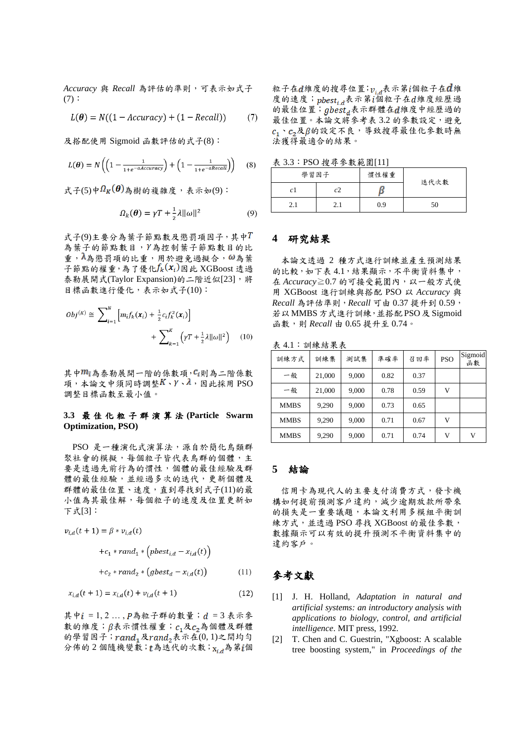*Accuracy* 與 *Recall* 為評估的準則，可表示如式子(7)：

$$L(\boldsymbol{\theta}) = N((1 - Accuracy) + (1 - Recall)) \quad (7)$$

及搭配使用 Sigmoid 函數評估的式子(8)：

$$L(\boldsymbol{\theta}) = N\left(\left(1 - \frac{1}{1+e^{-aAccuracy}}\right) + \left(1 - \frac{1}{1+e^{-aRecall}}\right)\right) \quad (8)$$

式子(5)中$\Omega_K(\boldsymbol{\theta})$為樹的複雜度，表示如(9)：

$$\Omega_k(\boldsymbol{\theta}) = \gamma T + \frac{1}{2}\lambda\|\omega\|^2 \quad (9)$$

式子(9)主要分為葉子節點數及懲罰項因子，其中$T$為葉子的節點數目，$\gamma$為控制葉子節點數目的比重，$\lambda$為懲罰項的比重，用於避免過擬合，$\omega$為葉子節點的權重，為了優化$f_k(\boldsymbol{x}_i)$因此 XGBoost 透過泰勒展開式(Taylor Expansion)的二階近似[23]，將目標函數進行優化，表示如式子(10)：

$$Obj^{(K)} \cong \sum_{i=1}^{N}\left[m_i f_k(\boldsymbol{x}_i) + \frac{1}{2}c_i f_k^2(\boldsymbol{x}_i)\right] + \sum_{k=1}^{K}\left(\gamma T + \frac{1}{2}\lambda\|\omega\|^2\right) \quad (10)$$

其中$m_i$為泰勒展開一階的係數項，$c_i$則為二階係數項，本論文中須同時調整$K$、$\gamma$、$\lambda$，因此採用 PSO 調整目標函數至最小值。

### 3.3 最佳化粒子群演算法 (Particle Swarm Optimization, PSO)

PSO 是一種演化式演算法，源自於簡化鳥類群聚社會的模擬，每個粒子皆代表鳥群的個體，主要是透過先前行為的慣性，個體的最佳經驗及群體的最佳經驗，並經過多次的迭代，更新個體及群體的最佳位置、速度，直到尋找到式子(11)的最小值為其最佳解，每個粒子的速度及位置更新如下式[3]：

$$v_{i,d}(t+1) = \beta * v_{i,d}(t) + c_1 * rand_1 * \left(pbest_{i,d} - x_{i,d}(t)\right) + c_2 * rand_2 * \left(gbest_d - x_{i,d}(t)\right) \quad (11)$$

$$x_{i,d}(t+1) = x_{i,d}(t) + v_{i,d}(t+1) \quad (12)$$

其中$i = 1, 2 \ldots, P$為粒子群的數量；$d = 3$ 表示參數的維度；$\beta$表示慣性權重；$c_1$及$c_2$為個體及群體的學習因子；$rand_1$及$rand_2$表示在(0, 1)之間均勻分佈的 2 個隨機變數；$t$為迭代的次數；$x_{i,d}$為第$i$個粒子在$d$維度的搜尋位置；$v_{i,d}$表示第$i$個粒子在$d$維度的速度；$pbest_{i,d}$表示第$i$個粒子在$d$維度經歷過的最佳位置；$gbest_d$表示群體在$d$維度中經歷過的最佳位置。本論文將參考表 3.2 的參數設定，避免$c_1$、$c_2$及$\beta$的設定不良，導致搜尋最佳化參數時無法獲得最適合的結果。

表 3.3：PSO 搜尋參數範圍[11]

| 學習因子 | | 慣性權重 | 迭代次數 |
|---|---|---|---|
| $c1$ | $c2$ | $\beta$ | |
| 2.1 | 2.1 | 0.9 | 50 |

## 4 研究結果

本論文透過 2 種方式進行訓練並產生預測結果的比較，如下表 4.1，結果顯示，不平衡資料集中，在 *Accuracy*≧0.7 的可接受範圍內，以一般方式使用 XGBoost 進行訓練與搭配 PSO 以 *Accuracy* 與 *Recall* 為評估準則，*Recall* 可由 0.37 提升到 0.59，若以 MMBS 方式進行訓練，並搭配 PSO 及 Sigmoid 函數，則 *Recall* 由 0.65 提升至 0.74。

表 4.1：訓練結果表

| 訓練方式 | 訓練集 | 測試集 | 準確率 | 召回率 | PSO | Sigmoid 函數 |
|---|---|---|---|---|---|---|
| 一般 | 21,000 | 9,000 | 0.82 | 0.37 | | |
| 一般 | 21,000 | 9,000 | 0.78 | 0.59 | V | |
| MMBS | 9,290 | 9,000 | 0.73 | 0.65 | | |
| MMBS | 9,290 | 9,000 | 0.71 | 0.67 | V | |
| MMBS | 9,290 | 9,000 | 0.71 | 0.74 | V | V |

## 5 結論

信用卡為現代人的主要支付消費方式，發卡機構如何提前預測客戶違約，減少逾期放款所帶來的損失是一重要議題，本論文利用多模組平衡訓練方式，並透過 PSO 尋找 XGBoost 的最佳參數，數據顯示可以有效的提升預測不平衡資料集中的違約客戶。

## 參考文獻

[1] J. H. Holland, *Adaptation in natural and artificial systems: an introductory analysis with applications to biology, control, and artificial intelligence*. MIT press, 1992.

[2] T. Chen and C. Guestrin, "Xgboost: A scalable tree boosting system," in *Proceedings of the*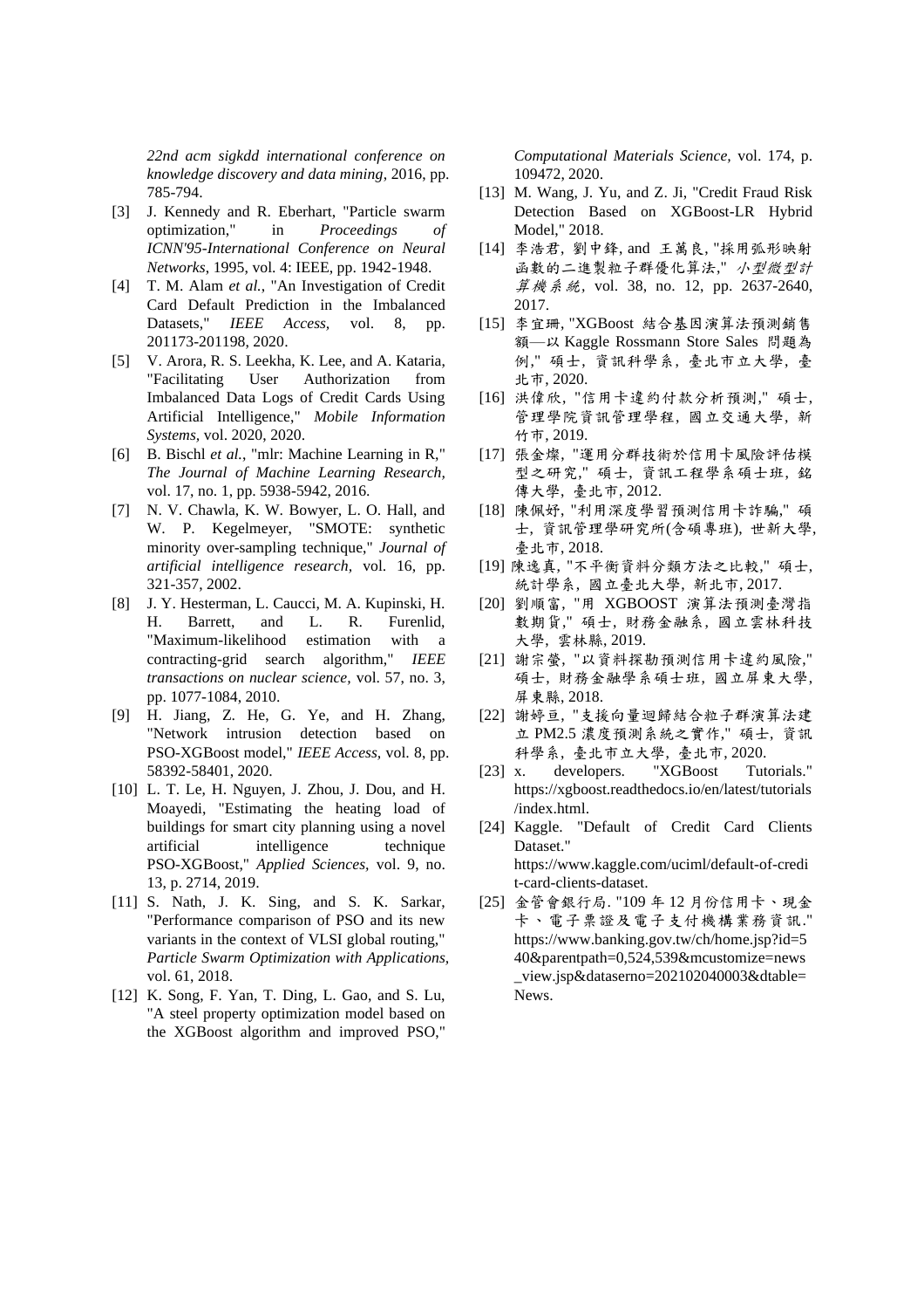*22nd acm sigkdd international conference on knowledge discovery and data mining*, 2016, pp. 785-794.

[3] J. Kennedy and R. Eberhart, "Particle swarm optimization," in *Proceedings of ICNN'95-International Conference on Neural Networks*, 1995, vol. 4: IEEE, pp. 1942-1948.

[4] T. M. Alam *et al.*, "An Investigation of Credit Card Default Prediction in the Imbalanced Datasets," *IEEE Access,* vol. 8, pp. 201173-201198, 2020.

[5] V. Arora, R. S. Leekha, K. Lee, and A. Kataria, "Facilitating User Authorization from Imbalanced Data Logs of Credit Cards Using Artificial Intelligence," *Mobile Information Systems,* vol. 2020, 2020.

[6] B. Bischl *et al.*, "mlr: Machine Learning in R," *The Journal of Machine Learning Research,* vol. 17, no. 1, pp. 5938-5942, 2016.

[7] N. V. Chawla, K. W. Bowyer, L. O. Hall, and W. P. Kegelmeyer, "SMOTE: synthetic minority over-sampling technique," *Journal of artificial intelligence research,* vol. 16, pp. 321-357, 2002.

[8] J. Y. Hesterman, L. Caucci, M. A. Kupinski, H. H. Barrett, and L. R. Furenlid, "Maximum-likelihood estimation with a contracting-grid search algorithm," *IEEE transactions on nuclear science,* vol. 57, no. 3, pp. 1077-1084, 2010.

[9] H. Jiang, Z. He, G. Ye, and H. Zhang, "Network intrusion detection based on PSO-XGBoost model," *IEEE Access,* vol. 8, pp. 58392-58401, 2020.

[10] L. T. Le, H. Nguyen, J. Zhou, J. Dou, and H. Moayedi, "Estimating the heating load of buildings for smart city planning using a novel artificial intelligence technique PSO-XGBoost," *Applied Sciences,* vol. 9, no. 13, p. 2714, 2019.

[11] S. Nath, J. K. Sing, and S. K. Sarkar, "Performance comparison of PSO and its new variants in the context of VLSI global routing," *Particle Swarm Optimization with Applications,* vol. 61, 2018.

[12] K. Song, F. Yan, T. Ding, L. Gao, and S. Lu, "A steel property optimization model based on the XGBoost algorithm and improved PSO," *Computational Materials Science,* vol. 174, p. 109472, 2020.

[13] M. Wang, J. Yu, and Z. Ji, "Credit Fraud Risk Detection Based on XGBoost-LR Hybrid Model," 2018.

[14] 李浩君, 劉中鋒, and 王萬良, "採用弧形映射函數的二進製粒子群優化算法," *小型微型計算機系統,* vol. 38, no. 12, pp. 2637-2640, 2017.

[15] 李宜珊, "XGBoost 結合基因演算法預測銷售額—以 Kaggle Rossmann Store Sales 問題為例," 碩士, 資訊科學系, 臺北市立大學, 臺北市, 2020.

[16] 洪偉欣, "信用卡違約付款分析預測," 碩士, 管理學院資訊管理學程, 國立交通大學, 新竹市, 2019.

[17] 張金燦, "運用分群技術於信用卡風險評估模型之研究," 碩士, 資訊工程學系碩士班, 銘傳大學, 臺北市, 2012.

[18] 陳佩妤, "利用深度學習預測信用卡詐騙," 碩士, 資訊管理學研究所(含碩專班), 世新大學, 臺北市, 2018.

[19] 陳逸真, "不平衡資料分類方法之比較," 碩士, 統計學系, 國立臺北大學, 新北市, 2017.

[20] 劉順富, "用 XGBOOST 演算法預測臺灣指數期貨," 碩士, 財務金融系, 國立雲林科技大學, 雲林縣, 2019.

[21] 謝宗螢, "以資料探勘預測信用卡違約風險," 碩士, 財務金融學系碩士班, 國立屏東大學, 屏東縣, 2018.

[22] 謝婷亘, "支援向量迴歸結合粒子群演算法建立 PM2.5 濃度預測系統之實作," 碩士, 資訊科學系, 臺北市立大學, 臺北市, 2020.

[23] x. developers. "XGBoost Tutorials." https://xgboost.readthedocs.io/en/latest/tutorials/index.html.

[24] Kaggle. "Default of Credit Card Clients Dataset." https://www.kaggle.com/uciml/default-of-credit-card-clients-dataset.

[25] 金管會銀行局. "109 年 12 月份信用卡、現金卡、電子票證及電子支付機構業務資訊." https://www.banking.gov.tw/ch/home.jsp?id=540&parentpath=0,524,539&mcustomize=news_view.jsp&dataserno=202102040003&dtable=News.